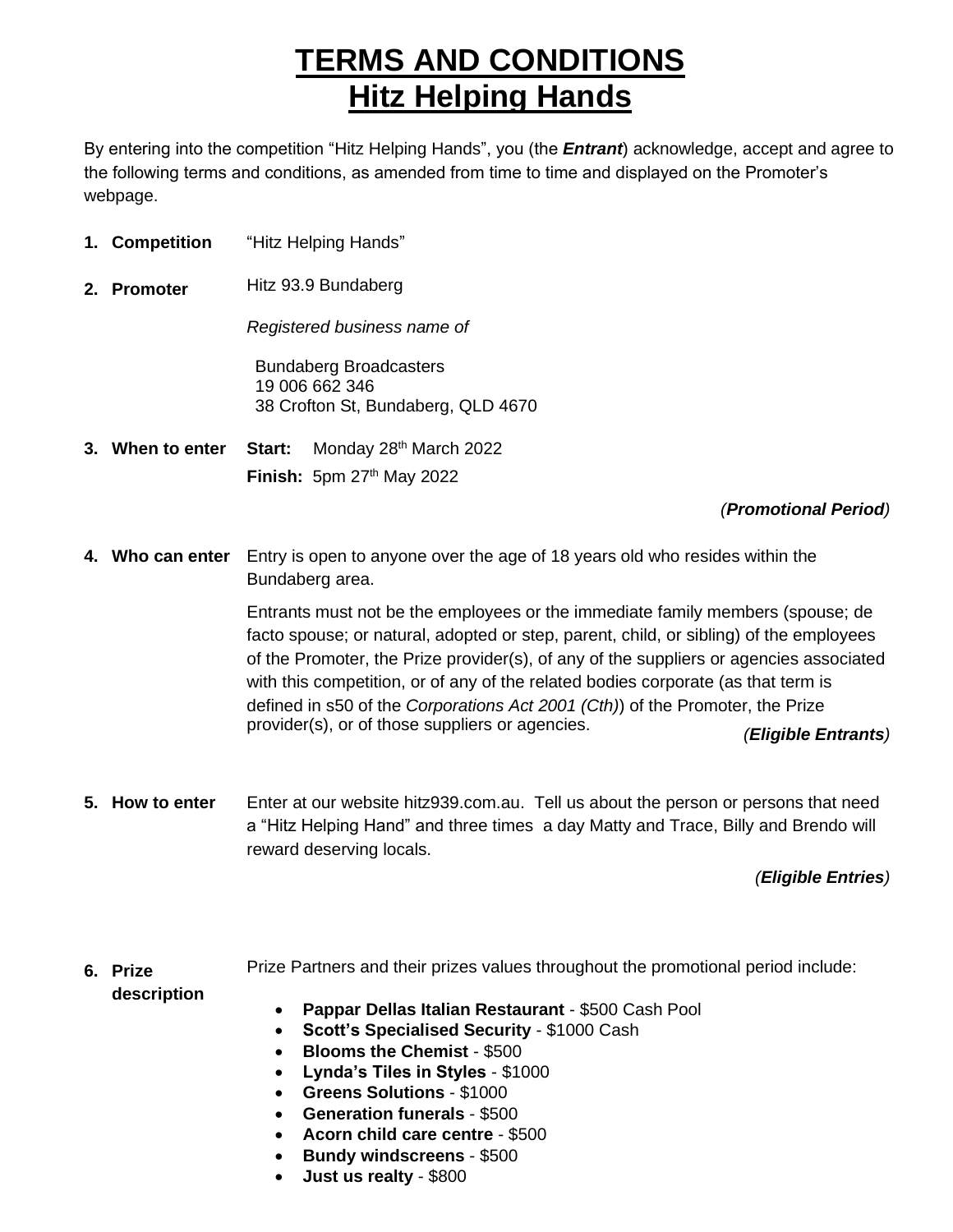# TERMS AND CONDITIONS
# Hitz Helping Hands

By entering into the competition "Hitz Helping Hands", you (the ***Entrant***) acknowledge, accept and agree to the following terms and conditions, as amended from time to time and displayed on the Promoter's webpage.

**1. Competition** "Hitz Helping Hands"

**2. Promoter** Hitz 93.9 Bundaberg

*Registered business name of*

Bundaberg Broadcasters
19 006 662 346
38 Crofton St, Bundaberg, QLD 4670

**3. When to enter** **Start:** Monday 28th March 2022

**Finish:** 5pm 27th May 2022

*(**Promotional Period**)*

**4. Who can enter** Entry is open to anyone over the age of 18 years old who resides within the Bundaberg area.

Entrants must not be the employees or the immediate family members (spouse; de facto spouse; or natural, adopted or step, parent, child, or sibling) of the employees of the Promoter, the Prize provider(s), of any of the suppliers or agencies associated with this competition, or of any of the related bodies corporate (as that term is defined in s50 of the *Corporations Act 2001 (Cth)*) of the Promoter, the Prize provider(s), or of those suppliers or agencies. *(**Eligible Entrants**)*

**5. How to enter** Enter at our website hitz939.com.au. Tell us about the person or persons that need a "Hitz Helping Hand" and three times a day Matty and Trace, Billy and Brendo will reward deserving locals.

*(**Eligible Entries**)*

**6. Prize description** Prize Partners and their prizes values throughout the promotional period include:

- **Pappar Dellas Italian Restaurant** - $500 Cash Pool
- **Scott's Specialised Security** - $1000 Cash
- **Blooms the Chemist** - $500
- **Lynda's Tiles in Styles** - $1000
- **Greens Solutions** - $1000
- **Generation funerals** - $500
- **Acorn child care centre** - $500
- **Bundy windscreens** - $500
- **Just us realty** - $800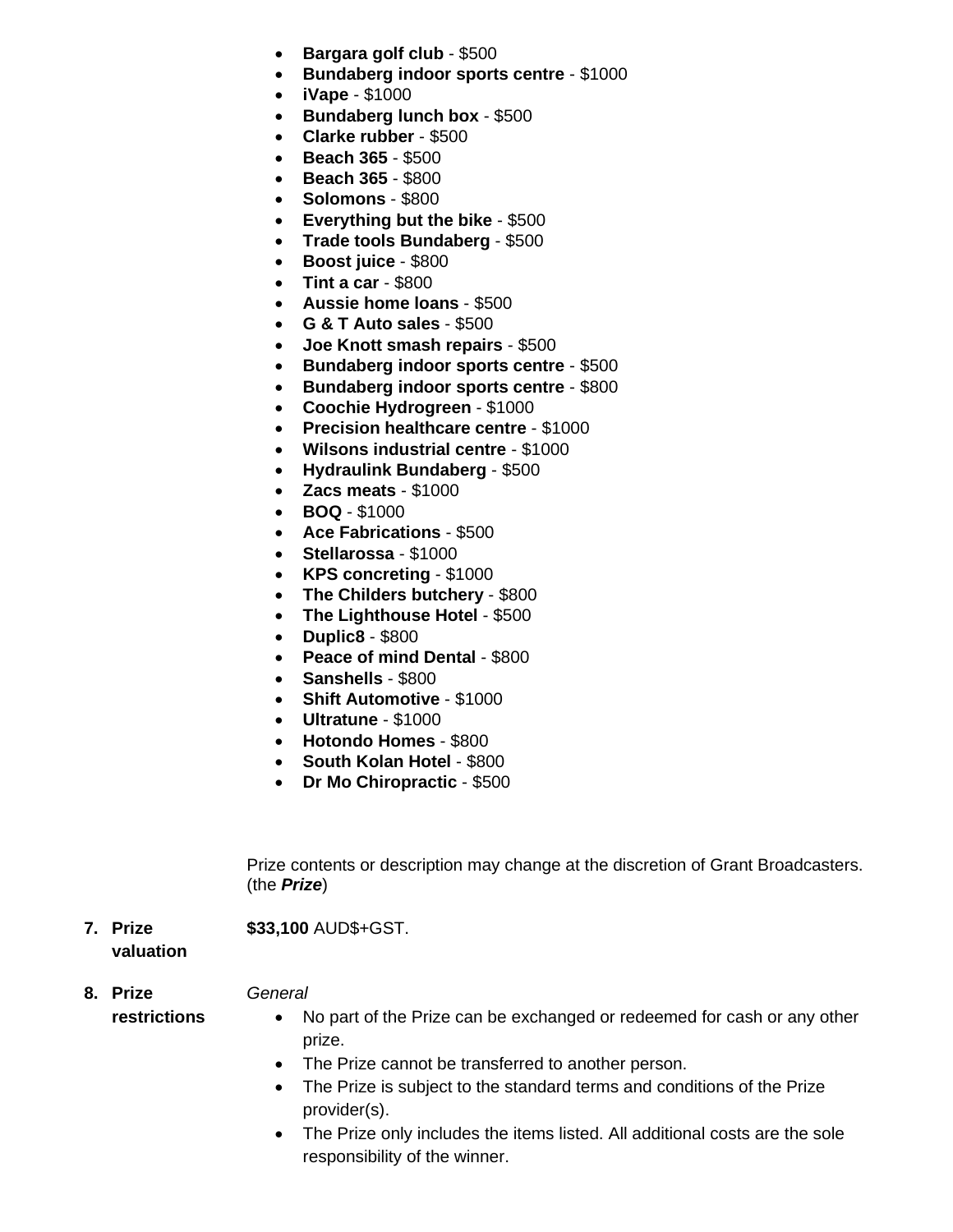- **Bargara golf club** - $500
- **Bundaberg indoor sports centre** - $1000
- **iVape** - $1000
- **Bundaberg lunch box** - $500
- **Clarke rubber** - $500
- **Beach 365** - $500
- **Beach 365** - $800
- **Solomons** - $800
- **Everything but the bike** - $500
- **Trade tools Bundaberg** - $500
- **Boost juice** - $800
- **Tint a car** - $800
- **Aussie home loans** - $500
- **G & T Auto sales** - $500
- **Joe Knott smash repairs** - $500
- **Bundaberg indoor sports centre** - $500
- **Bundaberg indoor sports centre** - $800
- **Coochie Hydrogreen** - $1000
- **Precision healthcare centre** - $1000
- **Wilsons industrial centre** - $1000
- **Hydraulink Bundaberg** - $500
- **Zacs meats** - $1000
- **BOQ** - $1000
- **Ace Fabrications** - $500
- **Stellarossa** - $1000
- **KPS concreting** - $1000
- **The Childers butchery** - $800
- **The Lighthouse Hotel** - $500
- **Duplic8** - $800
- **Peace of mind Dental** - $800
- **Sanshells** - $800
- **Shift Automotive** - $1000
- **Ultratune** - $1000
- **Hotondo Homes** - $800
- **South Kolan Hotel** - $800
- **Dr Mo Chiropractic** - $500

Prize contents or description may change at the discretion of Grant Broadcasters. (the ***Prize***)

**7. Prize valuation**

**$33,100** AUD$+GST.

**8. Prize restrictions**

*General*

- No part of the Prize can be exchanged or redeemed for cash or any other prize.
- The Prize cannot be transferred to another person.
- The Prize is subject to the standard terms and conditions of the Prize provider(s).
- The Prize only includes the items listed. All additional costs are the sole responsibility of the winner.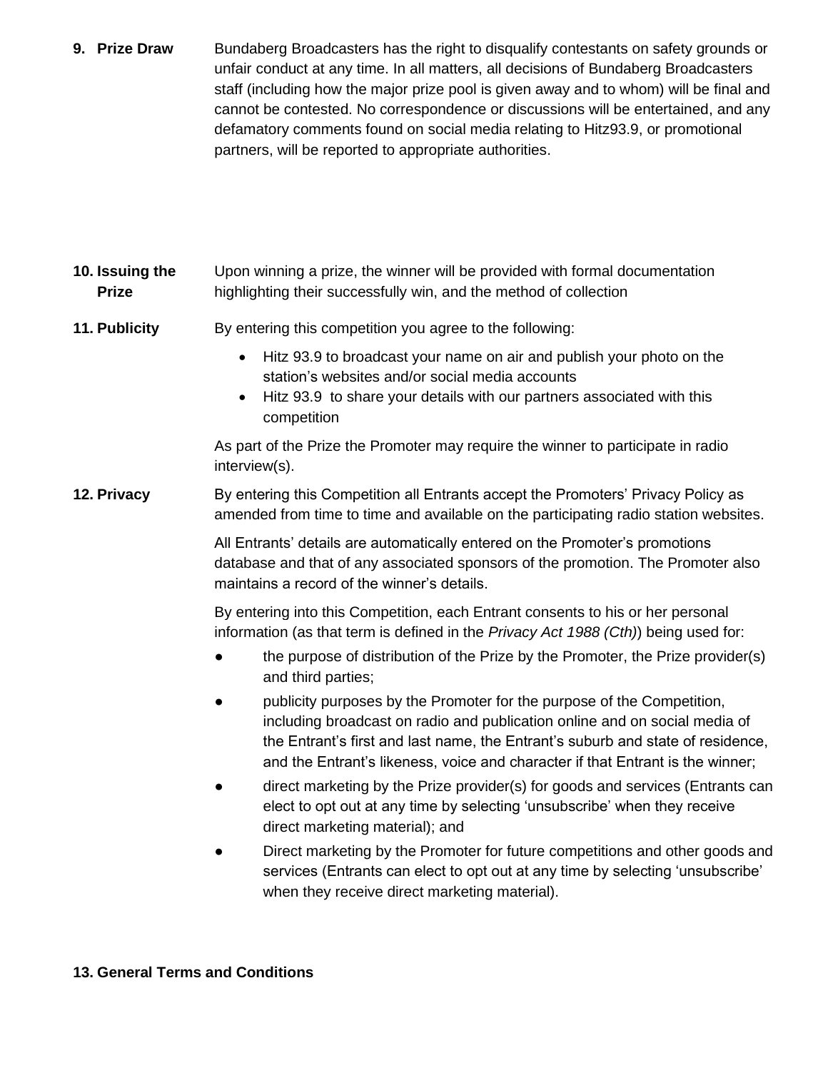**9. Prize Draw**

Bundaberg Broadcasters has the right to disqualify contestants on safety grounds or unfair conduct at any time. In all matters, all decisions of Bundaberg Broadcasters staff (including how the major prize pool is given away and to whom) will be final and cannot be contested. No correspondence or discussions will be entertained, and any defamatory comments found on social media relating to Hitz93.9, or promotional partners, will be reported to appropriate authorities.

**10. Issuing the Prize**

Upon winning a prize, the winner will be provided with formal documentation highlighting their successfully win, and the method of collection

**11. Publicity**

By entering this competition you agree to the following:

- Hitz 93.9 to broadcast your name on air and publish your photo on the station's websites and/or social media accounts
- Hitz 93.9 to share your details with our partners associated with this competition

As part of the Prize the Promoter may require the winner to participate in radio interview(s).

**12. Privacy**

By entering this Competition all Entrants accept the Promoters' Privacy Policy as amended from time to time and available on the participating radio station websites.

All Entrants' details are automatically entered on the Promoter's promotions database and that of any associated sponsors of the promotion. The Promoter also maintains a record of the winner's details.

By entering into this Competition, each Entrant consents to his or her personal information (as that term is defined in the *Privacy Act 1988 (Cth)*) being used for:

- the purpose of distribution of the Prize by the Promoter, the Prize provider(s) and third parties;
- publicity purposes by the Promoter for the purpose of the Competition, including broadcast on radio and publication online and on social media of the Entrant's first and last name, the Entrant's suburb and state of residence, and the Entrant's likeness, voice and character if that Entrant is the winner;
- direct marketing by the Prize provider(s) for goods and services (Entrants can elect to opt out at any time by selecting 'unsubscribe' when they receive direct marketing material); and
- Direct marketing by the Promoter for future competitions and other goods and services (Entrants can elect to opt out at any time by selecting 'unsubscribe' when they receive direct marketing material).

**13. General Terms and Conditions**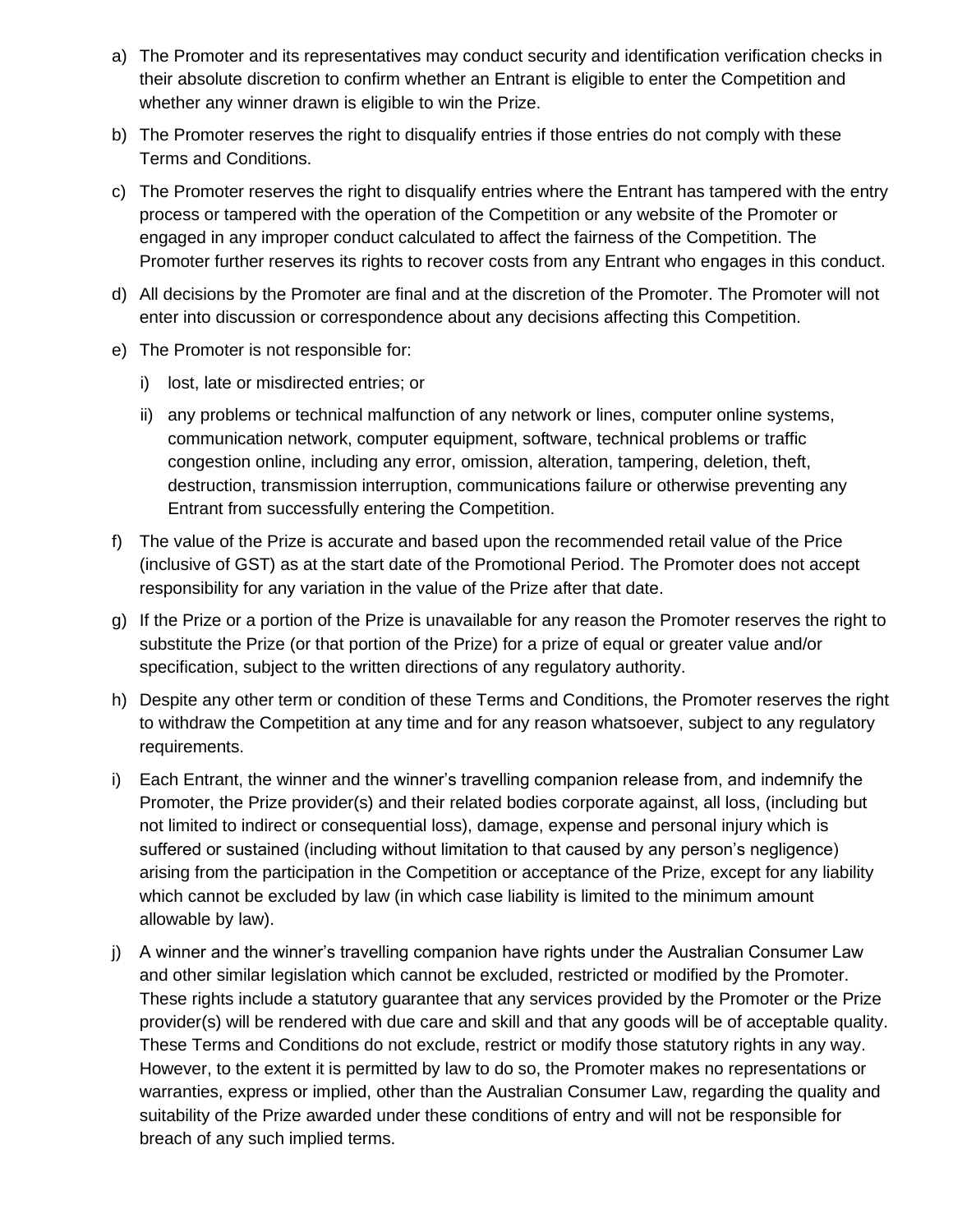a) The Promoter and its representatives may conduct security and identification verification checks in their absolute discretion to confirm whether an Entrant is eligible to enter the Competition and whether any winner drawn is eligible to win the Prize.

b) The Promoter reserves the right to disqualify entries if those entries do not comply with these Terms and Conditions.

c) The Promoter reserves the right to disqualify entries where the Entrant has tampered with the entry process or tampered with the operation of the Competition or any website of the Promoter or engaged in any improper conduct calculated to affect the fairness of the Competition. The Promoter further reserves its rights to recover costs from any Entrant who engages in this conduct.

d) All decisions by the Promoter are final and at the discretion of the Promoter. The Promoter will not enter into discussion or correspondence about any decisions affecting this Competition.

e) The Promoter is not responsible for:

   i) lost, late or misdirected entries; or

   ii) any problems or technical malfunction of any network or lines, computer online systems, communication network, computer equipment, software, technical problems or traffic congestion online, including any error, omission, alteration, tampering, deletion, theft, destruction, transmission interruption, communications failure or otherwise preventing any Entrant from successfully entering the Competition.

f) The value of the Prize is accurate and based upon the recommended retail value of the Price (inclusive of GST) as at the start date of the Promotional Period. The Promoter does not accept responsibility for any variation in the value of the Prize after that date.

g) If the Prize or a portion of the Prize is unavailable for any reason the Promoter reserves the right to substitute the Prize (or that portion of the Prize) for a prize of equal or greater value and/or specification, subject to the written directions of any regulatory authority.

h) Despite any other term or condition of these Terms and Conditions, the Promoter reserves the right to withdraw the Competition at any time and for any reason whatsoever, subject to any regulatory requirements.

i) Each Entrant, the winner and the winner's travelling companion release from, and indemnify the Promoter, the Prize provider(s) and their related bodies corporate against, all loss, (including but not limited to indirect or consequential loss), damage, expense and personal injury which is suffered or sustained (including without limitation to that caused by any person's negligence) arising from the participation in the Competition or acceptance of the Prize, except for any liability which cannot be excluded by law (in which case liability is limited to the minimum amount allowable by law).

j) A winner and the winner's travelling companion have rights under the Australian Consumer Law and other similar legislation which cannot be excluded, restricted or modified by the Promoter. These rights include a statutory guarantee that any services provided by the Promoter or the Prize provider(s) will be rendered with due care and skill and that any goods will be of acceptable quality. These Terms and Conditions do not exclude, restrict or modify those statutory rights in any way. However, to the extent it is permitted by law to do so, the Promoter makes no representations or warranties, express or implied, other than the Australian Consumer Law, regarding the quality and suitability of the Prize awarded under these conditions of entry and will not be responsible for breach of any such implied terms.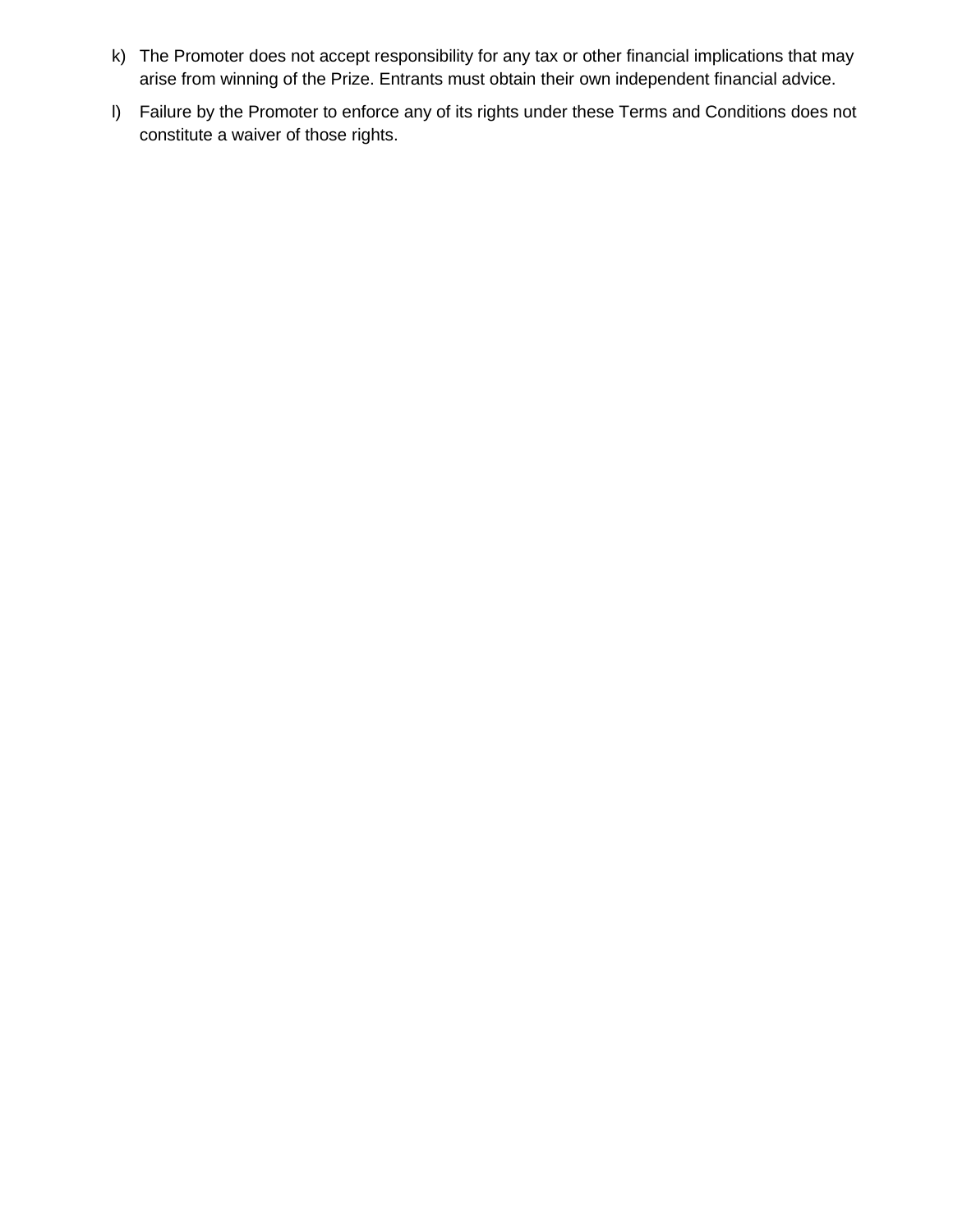k) The Promoter does not accept responsibility for any tax or other financial implications that may arise from winning of the Prize. Entrants must obtain their own independent financial advice.

l) Failure by the Promoter to enforce any of its rights under these Terms and Conditions does not constitute a waiver of those rights.